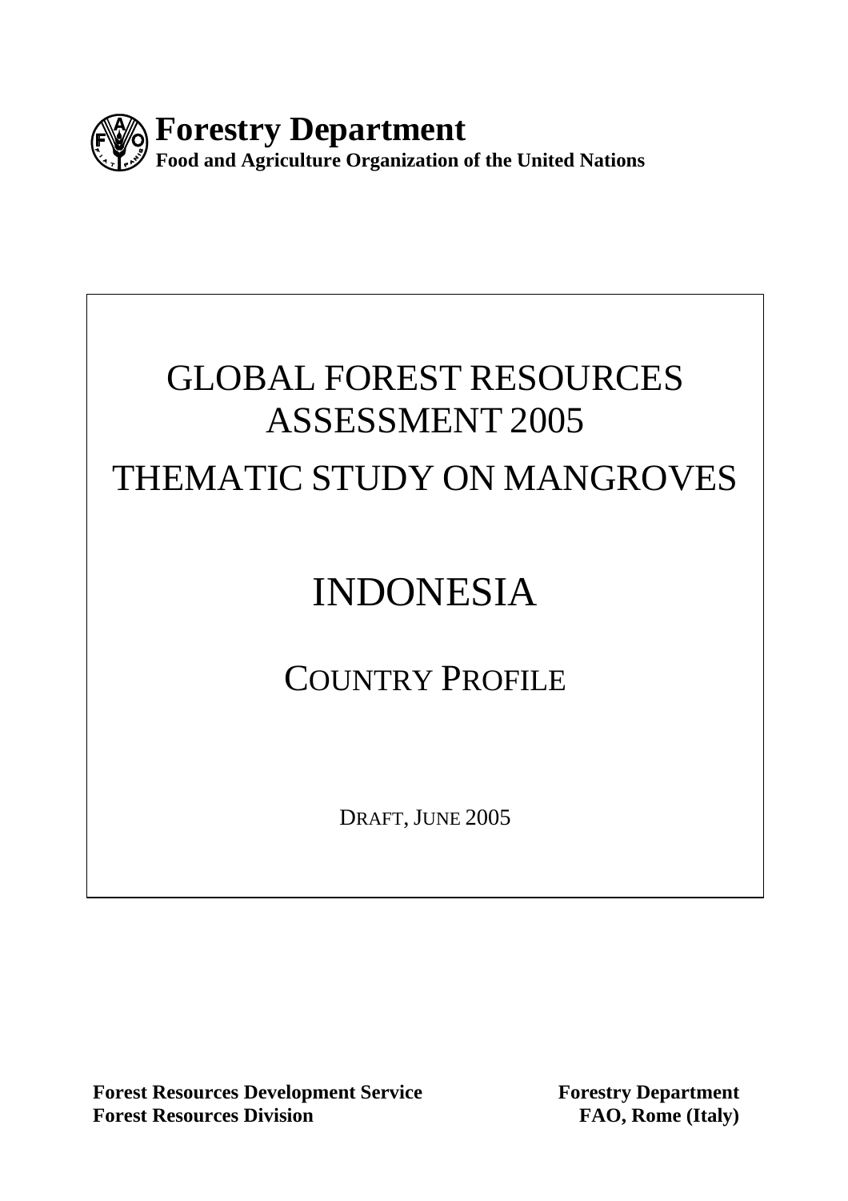**Forestry Department**
**Food and Agriculture Organization of the United Nations**

# GLOBAL FOREST RESOURCES ASSESSMENT 2005

# THEMATIC STUDY ON MANGROVES

# INDONESIA

## COUNTRY PROFILE

DRAFT, JUNE 2005

**Forest Resources Development Service**
**Forest Resources Division**

**Forestry Department**
**FAO, Rome (Italy)**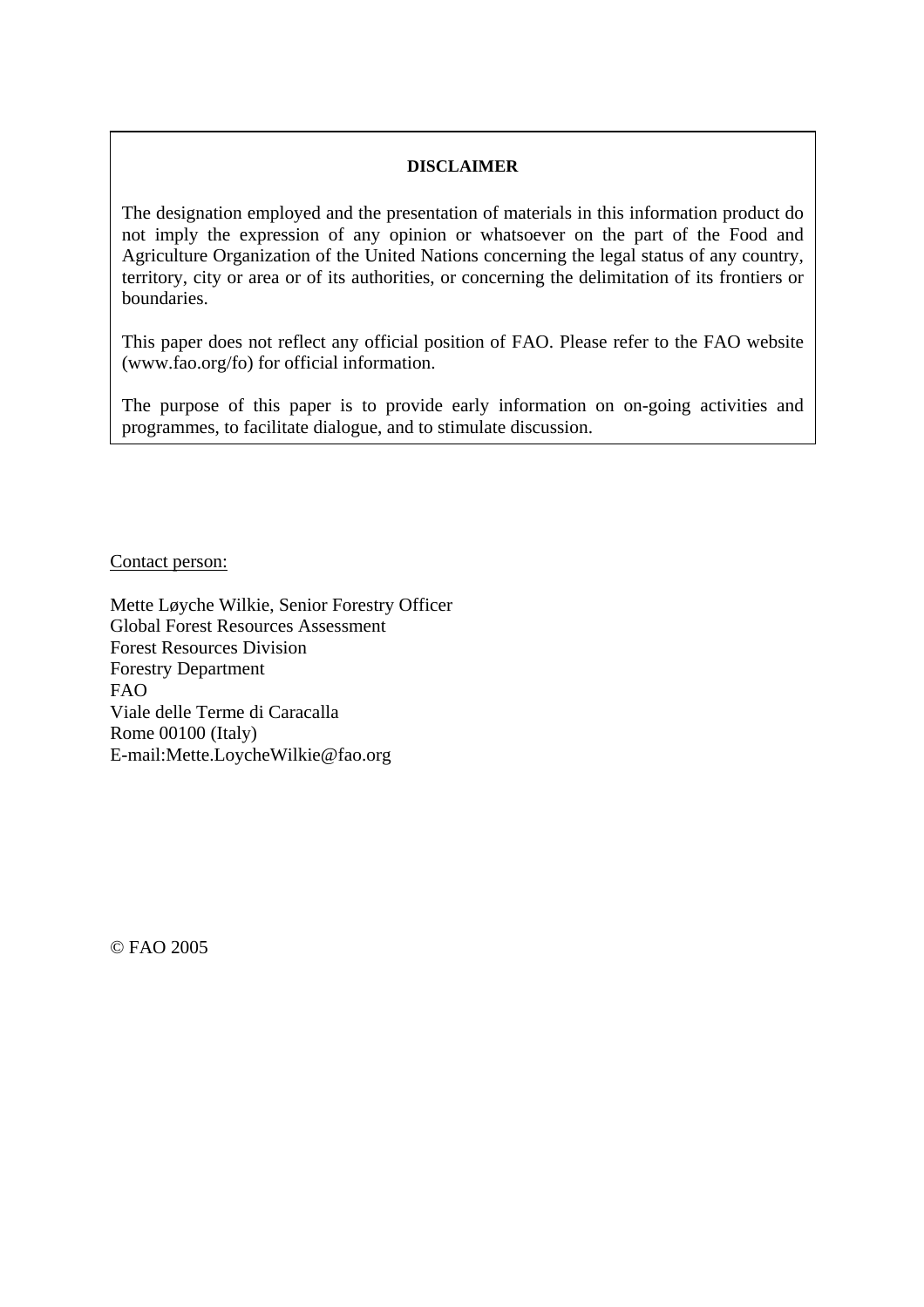**DISCLAIMER**

The designation employed and the presentation of materials in this information product do not imply the expression of any opinion or whatsoever on the part of the Food and Agriculture Organization of the United Nations concerning the legal status of any country, territory, city or area or of its authorities, or concerning the delimitation of its frontiers or boundaries.

This paper does not reflect any official position of FAO. Please refer to the FAO website (www.fao.org/fo) for official information.

The purpose of this paper is to provide early information on on-going activities and programmes, to facilitate dialogue, and to stimulate discussion.

Contact person:

Mette Løyche Wilkie, Senior Forestry Officer
Global Forest Resources Assessment
Forest Resources Division
Forestry Department
FAO
Viale delle Terme di Caracalla
Rome 00100 (Italy)
E-mail:Mette.LoycheWilkie@fao.org

© FAO 2005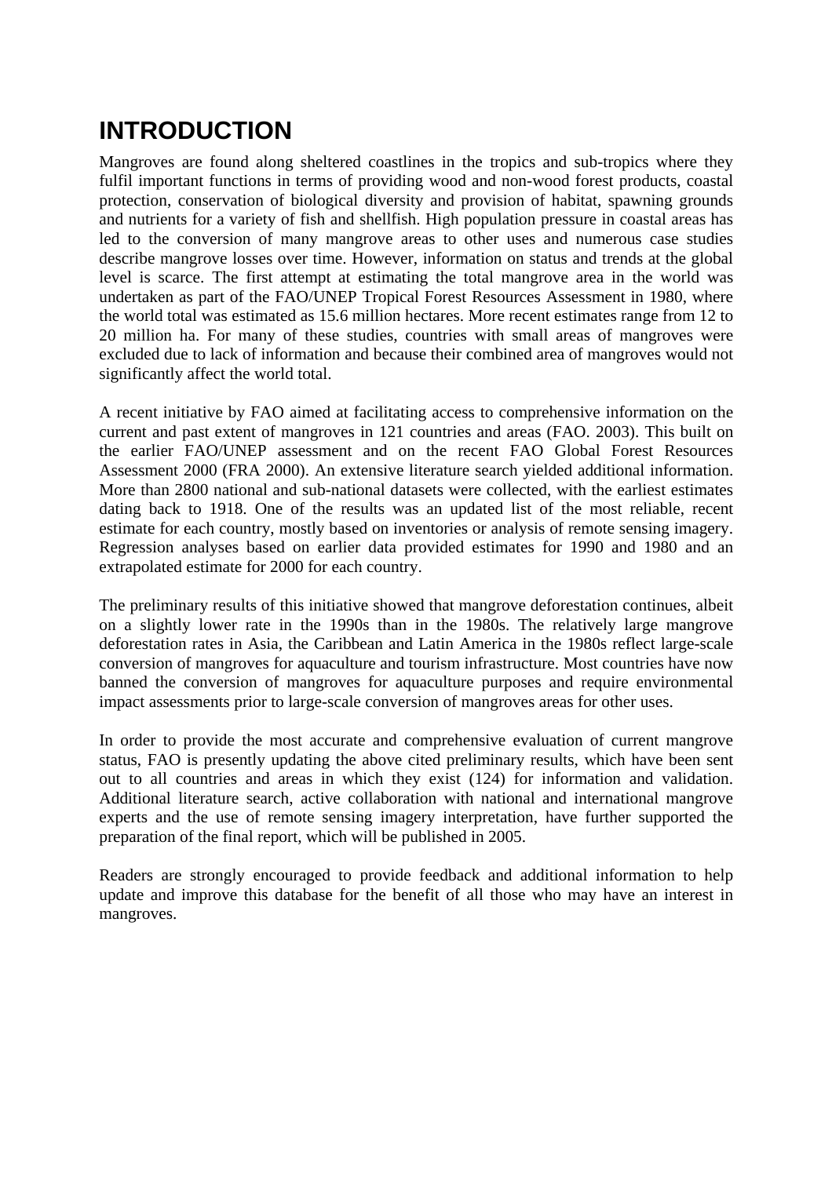# INTRODUCTION

Mangroves are found along sheltered coastlines in the tropics and sub-tropics where they fulfil important functions in terms of providing wood and non-wood forest products, coastal protection, conservation of biological diversity and provision of habitat, spawning grounds and nutrients for a variety of fish and shellfish. High population pressure in coastal areas has led to the conversion of many mangrove areas to other uses and numerous case studies describe mangrove losses over time. However, information on status and trends at the global level is scarce. The first attempt at estimating the total mangrove area in the world was undertaken as part of the FAO/UNEP Tropical Forest Resources Assessment in 1980, where the world total was estimated as 15.6 million hectares. More recent estimates range from 12 to 20 million ha. For many of these studies, countries with small areas of mangroves were excluded due to lack of information and because their combined area of mangroves would not significantly affect the world total.

A recent initiative by FAO aimed at facilitating access to comprehensive information on the current and past extent of mangroves in 121 countries and areas (FAO. 2003). This built on the earlier FAO/UNEP assessment and on the recent FAO Global Forest Resources Assessment 2000 (FRA 2000). An extensive literature search yielded additional information. More than 2800 national and sub-national datasets were collected, with the earliest estimates dating back to 1918. One of the results was an updated list of the most reliable, recent estimate for each country, mostly based on inventories or analysis of remote sensing imagery. Regression analyses based on earlier data provided estimates for 1990 and 1980 and an extrapolated estimate for 2000 for each country.

The preliminary results of this initiative showed that mangrove deforestation continues, albeit on a slightly lower rate in the 1990s than in the 1980s. The relatively large mangrove deforestation rates in Asia, the Caribbean and Latin America in the 1980s reflect large-scale conversion of mangroves for aquaculture and tourism infrastructure. Most countries have now banned the conversion of mangroves for aquaculture purposes and require environmental impact assessments prior to large-scale conversion of mangroves areas for other uses.

In order to provide the most accurate and comprehensive evaluation of current mangrove status, FAO is presently updating the above cited preliminary results, which have been sent out to all countries and areas in which they exist (124) for information and validation. Additional literature search, active collaboration with national and international mangrove experts and the use of remote sensing imagery interpretation, have further supported the preparation of the final report, which will be published in 2005.

Readers are strongly encouraged to provide feedback and additional information to help update and improve this database for the benefit of all those who may have an interest in mangroves.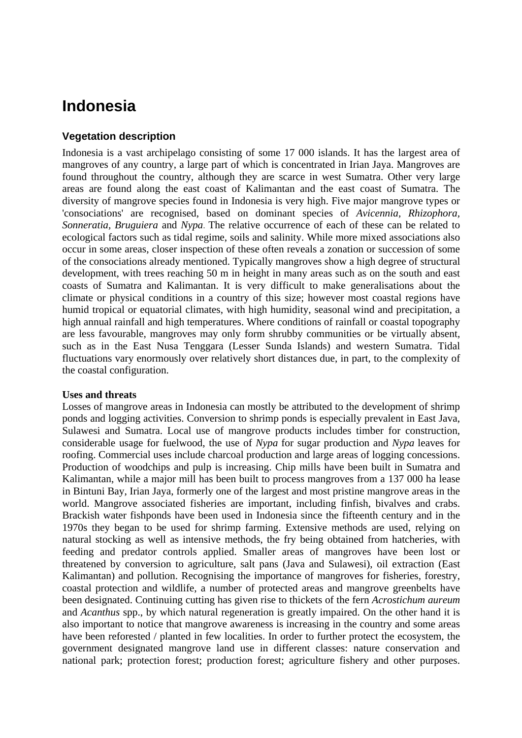# Indonesia

### Vegetation description

Indonesia is a vast archipelago consisting of some 17 000 islands. It has the largest area of mangroves of any country, a large part of which is concentrated in Irian Jaya. Mangroves are found throughout the country, although they are scarce in west Sumatra. Other very large areas are found along the east coast of Kalimantan and the east coast of Sumatra. The diversity of mangrove species found in Indonesia is very high. Five major mangrove types or 'consociations' are recognised, based on dominant species of *Avicennia*, *Rhizophora*, *Sonneratia*, *Bruguiera* and *Nypa*. The relative occurrence of each of these can be related to ecological factors such as tidal regime, soils and salinity. While more mixed associations also occur in some areas, closer inspection of these often reveals a zonation or succession of some of the consociations already mentioned. Typically mangroves show a high degree of structural development, with trees reaching 50 m in height in many areas such as on the south and east coasts of Sumatra and Kalimantan. It is very difficult to make generalisations about the climate or physical conditions in a country of this size; however most coastal regions have humid tropical or equatorial climates, with high humidity, seasonal wind and precipitation, a high annual rainfall and high temperatures. Where conditions of rainfall or coastal topography are less favourable, mangroves may only form shrubby communities or be virtually absent, such as in the East Nusa Tenggara (Lesser Sunda Islands) and western Sumatra. Tidal fluctuations vary enormously over relatively short distances due, in part, to the complexity of the coastal configuration.

**Uses and threats**

Losses of mangrove areas in Indonesia can mostly be attributed to the development of shrimp ponds and logging activities. Conversion to shrimp ponds is especially prevalent in East Java, Sulawesi and Sumatra. Local use of mangrove products includes timber for construction, considerable usage for fuelwood, the use of *Nypa* for sugar production and *Nypa* leaves for roofing. Commercial uses include charcoal production and large areas of logging concessions. Production of woodchips and pulp is increasing. Chip mills have been built in Sumatra and Kalimantan, while a major mill has been built to process mangroves from a 137 000 ha lease in Bintuni Bay, Irian Jaya, formerly one of the largest and most pristine mangrove areas in the world. Mangrove associated fisheries are important, including finfish, bivalves and crabs. Brackish water fishponds have been used in Indonesia since the fifteenth century and in the 1970s they began to be used for shrimp farming. Extensive methods are used, relying on natural stocking as well as intensive methods, the fry being obtained from hatcheries, with feeding and predator controls applied. Smaller areas of mangroves have been lost or threatened by conversion to agriculture, salt pans (Java and Sulawesi), oil extraction (East Kalimantan) and pollution. Recognising the importance of mangroves for fisheries, forestry, coastal protection and wildlife, a number of protected areas and mangrove greenbelts have been designated. Continuing cutting has given rise to thickets of the fern *Acrostichum aureum* and *Acanthus* spp., by which natural regeneration is greatly impaired. On the other hand it is also important to notice that mangrove awareness is increasing in the country and some areas have been reforested / planted in few localities. In order to further protect the ecosystem, the government designated mangrove land use in different classes: nature conservation and national park; protection forest; production forest; agriculture fishery and other purposes.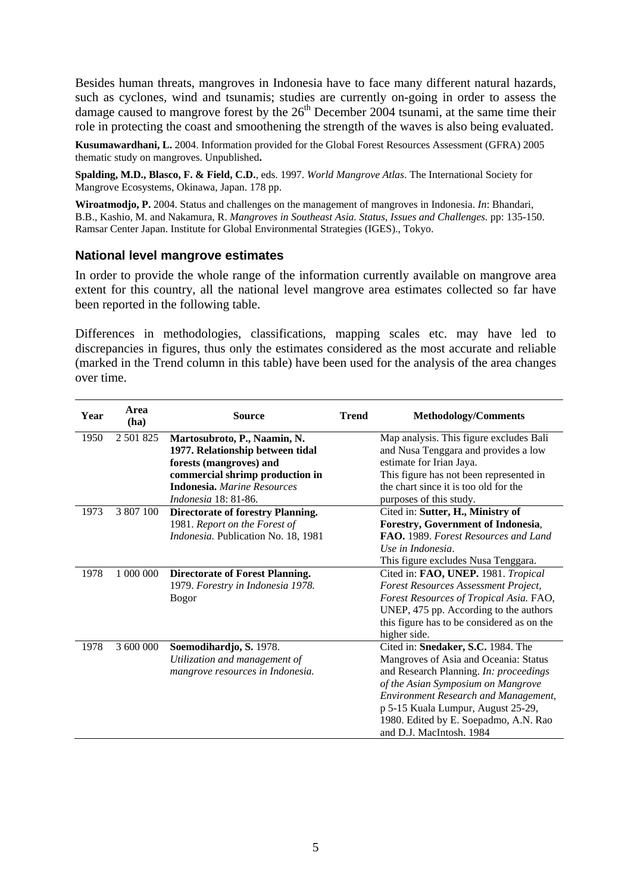Besides human threats, mangroves in Indonesia have to face many different natural hazards, such as cyclones, wind and tsunamis; studies are currently on-going in order to assess the damage caused to mangrove forest by the 26th December 2004 tsunami, at the same time their role in protecting the coast and smoothening the strength of the waves is also being evaluated.

**Kusumawardhani, L.** 2004. Information provided for the Global Forest Resources Assessment (GFRA) 2005 thematic study on mangroves. Unpublished**.**

**Spalding, M.D., Blasco, F. & Field, C.D.**, eds. 1997. *World Mangrove Atlas*. The International Society for Mangrove Ecosystems, Okinawa, Japan. 178 pp.

**Wiroatmodjo, P.** 2004. Status and challenges on the management of mangroves in Indonesia. *In*: Bhandari, B.B., Kashio, M. and Nakamura, R. *Mangroves in Southeast Asia. Status, Issues and Challenges.* pp: 135-150. Ramsar Center Japan. Institute for Global Environmental Strategies (IGES)., Tokyo.

### National level mangrove estimates

In order to provide the whole range of the information currently available on mangrove area extent for this country, all the national level mangrove area estimates collected so far have been reported in the following table.

Differences in methodologies, classifications, mapping scales etc. may have led to discrepancies in figures, thus only the estimates considered as the most accurate and reliable (marked in the Trend column in this table) have been used for the analysis of the area changes over time.

| Year | Area (ha) | Source | Trend | Methodology/Comments |
|---|---|---|---|---|
| 1950 | 2 501 825 | **Martosubroto, P., Naamin, N. 1977. Relationship between tidal forests (mangroves) and commercial shrimp production in Indonesia.** *Marine Resources Indonesia* 18: 81-86. | | Map analysis. This figure excludes Bali and Nusa Tenggara and provides a low estimate for Irian Jaya. This figure has not been represented in the chart since it is too old for the purposes of this study. |
| 1973 | 3 807 100 | **Directorate of forestry Planning.** 1981. *Report on the Forest of Indonesia.* Publication No. 18, 1981 | | Cited in: **Sutter, H., Ministry of Forestry, Government of Indonesia**, **FAO.** 1989. *Forest Resources and Land Use in Indonesia*. This figure excludes Nusa Tenggara. |
| 1978 | 1 000 000 | **Directorate of Forest Planning.** 1979. *Forestry in Indonesia 1978.* Bogor | | Cited in: **FAO, UNEP.** 1981. *Tropical Forest Resources Assessment Project, Forest Resources of Tropical Asia.* FAO, UNEP, 475 pp. According to the authors this figure has to be considered as on the higher side. |
| 1978 | 3 600 000 | **Soemodihardjo, S.** 1978. *Utilization and management of mangrove resources in Indonesia.* | | Cited in: **Snedaker, S.C.** 1984. The Mangroves of Asia and Oceania: Status and Research Planning. *In: proceedings of the Asian Symposium on Mangrove Environment Research and Management,* p 5-15 Kuala Lumpur, August 25-29, 1980. Edited by E. Soepadmo, A.N. Rao and D.J. MacIntosh. 1984 |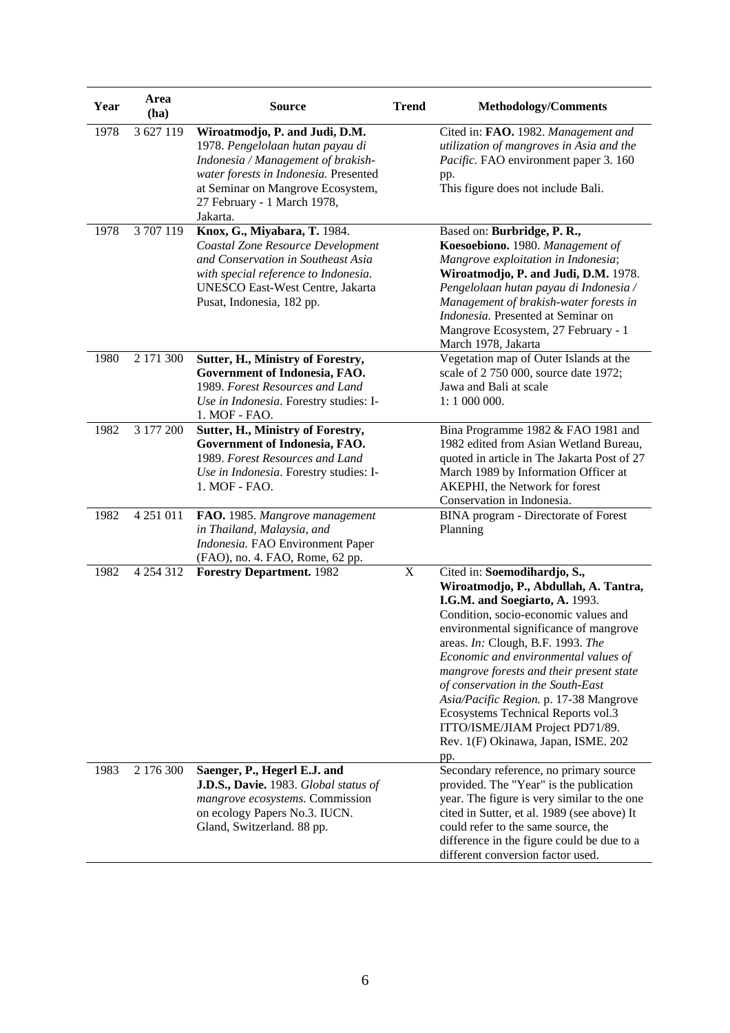| Year | Area (ha) | Source | Trend | Methodology/Comments |
|---|---|---|---|---|
| 1978 | 3 627 119 | **Wiroatmodjo, P. and Judi, D.M.** 1978. *Pengelolaan hutan payau di Indonesia / Management of brakish-water forests in Indonesia.* Presented at Seminar on Mangrove Ecosystem, 27 February - 1 March 1978, Jakarta. | | Cited in: **FAO.** 1982. *Management and utilization of mangroves in Asia and the Pacific.* FAO environment paper 3. 160 pp. This figure does not include Bali. |
| 1978 | 3 707 119 | **Knox, G., Miyabara, T.** 1984. *Coastal Zone Resource Development and Conservation in Southeast Asia with special reference to Indonesia.* UNESCO East-West Centre, Jakarta Pusat, Indonesia, 182 pp. | | Based on: **Burbridge, P. R., Koesoebiono.** 1980. *Management of Mangrove exploitation in Indonesia*; **Wiroatmodjo, P. and Judi, D.M.** 1978. *Pengelolaan hutan payau di Indonesia / Management of brakish-water forests in Indonesia.* Presented at Seminar on Mangrove Ecosystem, 27 February - 1 March 1978, Jakarta |
| 1980 | 2 171 300 | **Sutter, H., Ministry of Forestry, Government of Indonesia, FAO.** 1989. *Forest Resources and Land Use in Indonesia*. Forestry studies: I-1. MOF - FAO. | | Vegetation map of Outer Islands at the scale of 2 750 000, source date 1972; Jawa and Bali at scale 1: 1 000 000. |
| 1982 | 3 177 200 | **Sutter, H., Ministry of Forestry, Government of Indonesia, FAO.** 1989. *Forest Resources and Land Use in Indonesia*. Forestry studies: I-1. MOF - FAO. | | Bina Programme 1982 & FAO 1981 and 1982 edited from Asian Wetland Bureau, quoted in article in The Jakarta Post of 27 March 1989 by Information Officer at AKEPHI, the Network for forest Conservation in Indonesia. |
| 1982 | 4 251 011 | **FAO.** 1985. *Mangrove management in Thailand, Malaysia, and Indonesia.* FAO Environment Paper (FAO), no. 4. FAO, Rome, 62 pp. | | BINA program - Directorate of Forest Planning |
| 1982 | 4 254 312 | **Forestry Department.** 1982 | X | Cited in: **Soemodihardjo, S., Wiroatmodjo, P., Abdullah, A. Tantra, I.G.M. and Soegiarto, A.** 1993. Condition, socio-economic values and environmental significance of mangrove areas. *In:* Clough, B.F. 1993. *The Economic and environmental values of mangrove forests and their present state of conservation in the South-East Asia/Pacific Region.* p. 17-38 Mangrove Ecosystems Technical Reports vol.3 ITTO/ISME/JIAM Project PD71/89. Rev. 1(F) Okinawa, Japan, ISME. 202 pp. |
| 1983 | 2 176 300 | **Saenger, P., Hegerl E.J. and J.D.S., Davie.** 1983. *Global status of mangrove ecosystems.* Commission on ecology Papers No.3. IUCN. Gland, Switzerland. 88 pp. | | Secondary reference, no primary source provided. The "Year" is the publication year. The figure is very similar to the one cited in Sutter, et al. 1989 (see above) It could refer to the same source, the difference in the figure could be due to a different conversion factor used. |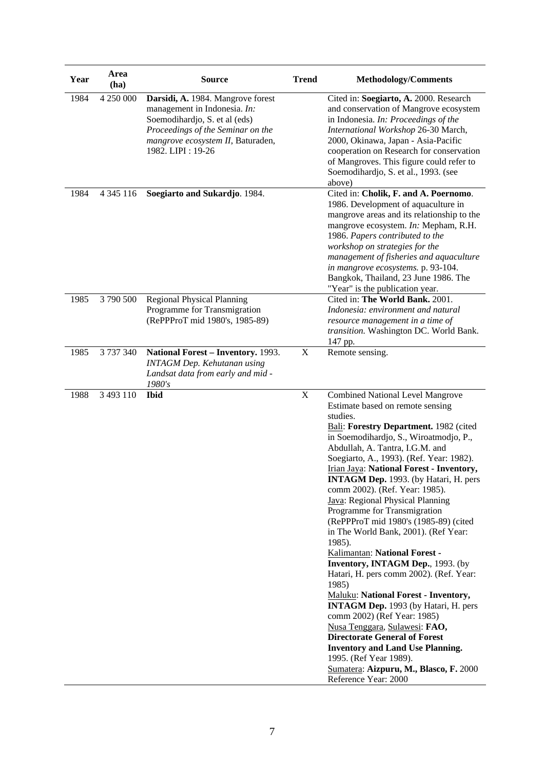| Year | Area (ha) | Source | Trend | Methodology/Comments |
|---|---|---|---|---|
| 1984 | 4 250 000 | **Darsidi, A.** 1984. Mangrove forest management in Indonesia. *In:* Soemodihardjo, S. et al (eds) *Proceedings of the Seminar on the mangrove ecosystem II*, Baturaden, 1982. LIPI : 19-26 | | Cited in: **Soegiarto, A.** 2000. Research and conservation of Mangrove ecosystem in Indonesia. *In: Proceedings of the International Workshop* 26-30 March, 2000, Okinawa, Japan - Asia-Pacific cooperation on Research for conservation of Mangroves. This figure could refer to Soemodihardjo, S. et al., 1993. (see above) |
| 1984 | 4 345 116 | **Soegiarto and Sukardjo**. 1984. | | Cited in: **Cholik, F. and A. Poernomo**. 1986. Development of aquaculture in mangrove areas and its relationship to the mangrove ecosystem. *In:* Mepham, R.H. 1986. *Papers contributed to the workshop on strategies for the management of fisheries and aquaculture in mangrove ecosystems.* p. 93-104. Bangkok, Thailand, 23 June 1986. The "Year" is the publication year. |
| 1985 | 3 790 500 | Regional Physical Planning Programme for Transmigration (RePPProT mid 1980's, 1985-89) | | Cited in: **The World Bank.** 2001. *Indonesia: environment and natural resource management in a time of transition.* Washington DC. World Bank. 147 pp. |
| 1985 | 3 737 340 | **National Forest – Inventory.** 1993. *INTAGM Dep. Kehutanan using Landsat data from early and mid - 1980's* | X | Remote sensing. |
| 1988 | 3 493 110 | **Ibid** | X | Combined National Level Mangrove Estimate based on remote sensing studies.<br>Bali: **Forestry Department.** 1982 (cited in Soemodihardjo, S., Wiroatmodjo, P., Abdullah, A. Tantra, I.G.M. and Soegiarto, A., 1993). (Ref. Year: 1982).<br>Irian Jaya: **National Forest - Inventory, INTAGM Dep.** 1993. (by Hatari, H. pers comm 2002). (Ref. Year: 1985).<br>Java: Regional Physical Planning Programme for Transmigration (RePPProT mid 1980's (1985-89) (cited in The World Bank, 2001). (Ref Year: 1985).<br>Kalimantan: **National Forest - Inventory, INTAGM Dep.**, 1993. (by Hatari, H. pers comm 2002). (Ref. Year: 1985)<br>Maluku: **National Forest - Inventory, INTAGM Dep.** 1993 (by Hatari, H. pers comm 2002) (Ref Year: 1985)<br>Nusa Tenggara, Sulawesi: **FAO, Directorate General of Forest Inventory and Land Use Planning.** 1995. (Ref Year 1989).<br>Sumatera: **Aizpuru, M., Blasco, F.** 2000 Reference Year: 2000 |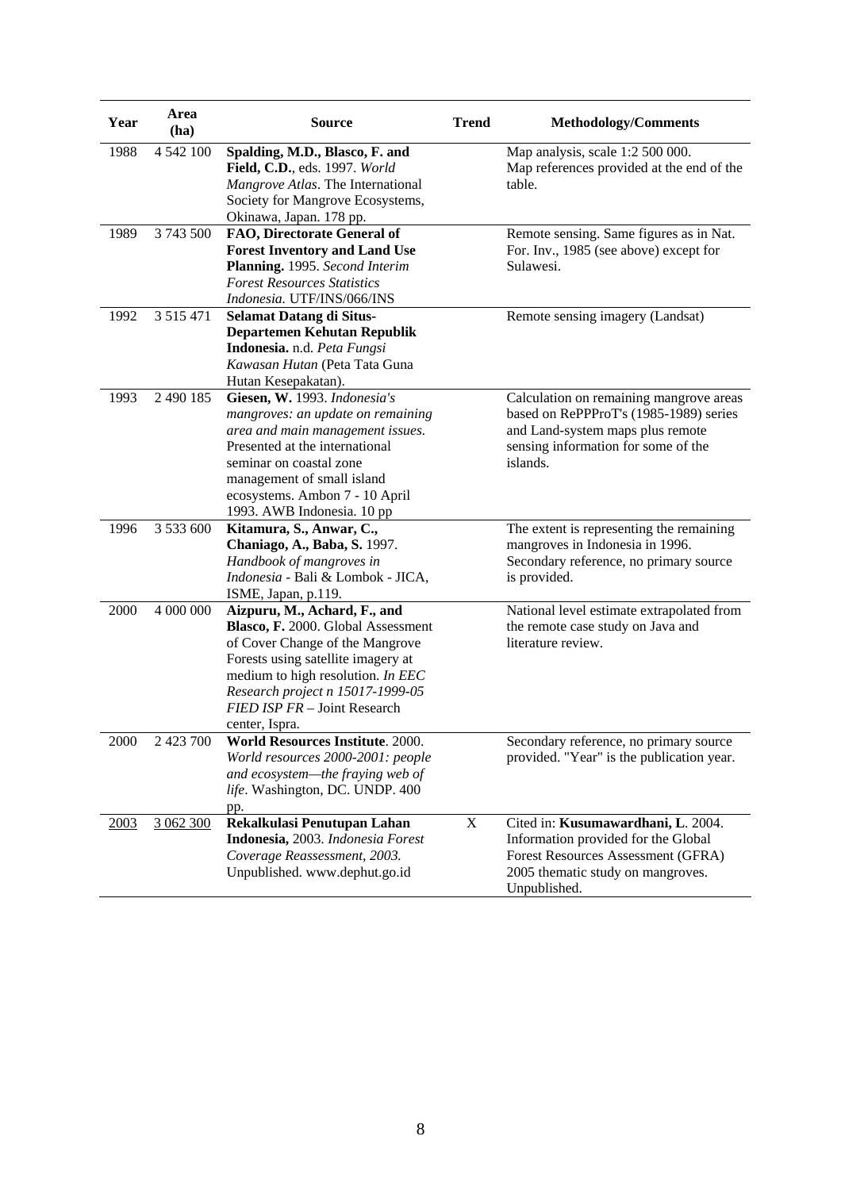| Year | Area (ha) | Source | Trend | Methodology/Comments |
|---|---|---|---|---|
| 1988 | 4 542 100 | **Spalding, M.D., Blasco, F. and Field, C.D.**, eds. 1997. *World Mangrove Atlas*. The International Society for Mangrove Ecosystems, Okinawa, Japan. 178 pp. | | Map analysis, scale 1:2 500 000. Map references provided at the end of the table. |
| 1989 | 3 743 500 | **FAO, Directorate General of Forest Inventory and Land Use Planning.** 1995. *Second Interim Forest Resources Statistics Indonesia.* UTF/INS/066/INS | | Remote sensing. Same figures as in Nat. For. Inv., 1985 (see above) except for Sulawesi. |
| 1992 | 3 515 471 | **Selamat Datang di Situs-Departemen Kehutan Republik Indonesia.** n.d. *Peta Fungsi Kawasan Hutan* (Peta Tata Guna Hutan Kesepakatan). | | Remote sensing imagery (Landsat) |
| 1993 | 2 490 185 | **Giesen, W.** 1993. *Indonesia's mangroves: an update on remaining area and main management issues.* Presented at the international seminar on coastal zone management of small island ecosystems. Ambon 7 - 10 April 1993. AWB Indonesia. 10 pp | | Calculation on remaining mangrove areas based on RePPProT's (1985-1989) series and Land-system maps plus remote sensing information for some of the islands. |
| 1996 | 3 533 600 | **Kitamura, S., Anwar, C., Chaniago, A., Baba, S.** 1997. *Handbook of mangroves in Indonesia* - Bali & Lombok - JICA, ISME, Japan, p.119. | | The extent is representing the remaining mangroves in Indonesia in 1996. Secondary reference, no primary source is provided. |
| 2000 | 4 000 000 | **Aizpuru, M., Achard, F., and Blasco, F.** 2000. Global Assessment of Cover Change of the Mangrove Forests using satellite imagery at medium to high resolution. *In EEC Research project n 15017-1999-05 FIED ISP FR* – Joint Research center, Ispra. | | National level estimate extrapolated from the remote case study on Java and literature review. |
| 2000 | 2 423 700 | **World Resources Institute**. 2000. *World resources 2000-2001: people and ecosystem—the fraying web of life*. Washington, DC. UNDP. 400 pp. | | Secondary reference, no primary source provided. "Year" is the publication year. |
| <u>2003</u> | <u>3 062 300</u> | **Rekalkulasi Penutupan Lahan Indonesia,** 2003. *Indonesia Forest Coverage Reassessment, 2003.* Unpublished. www.dephut.go.id | X | Cited in: **Kusumawardhani, L**. 2004. Information provided for the Global Forest Resources Assessment (GFRA) 2005 thematic study on mangroves. Unpublished. |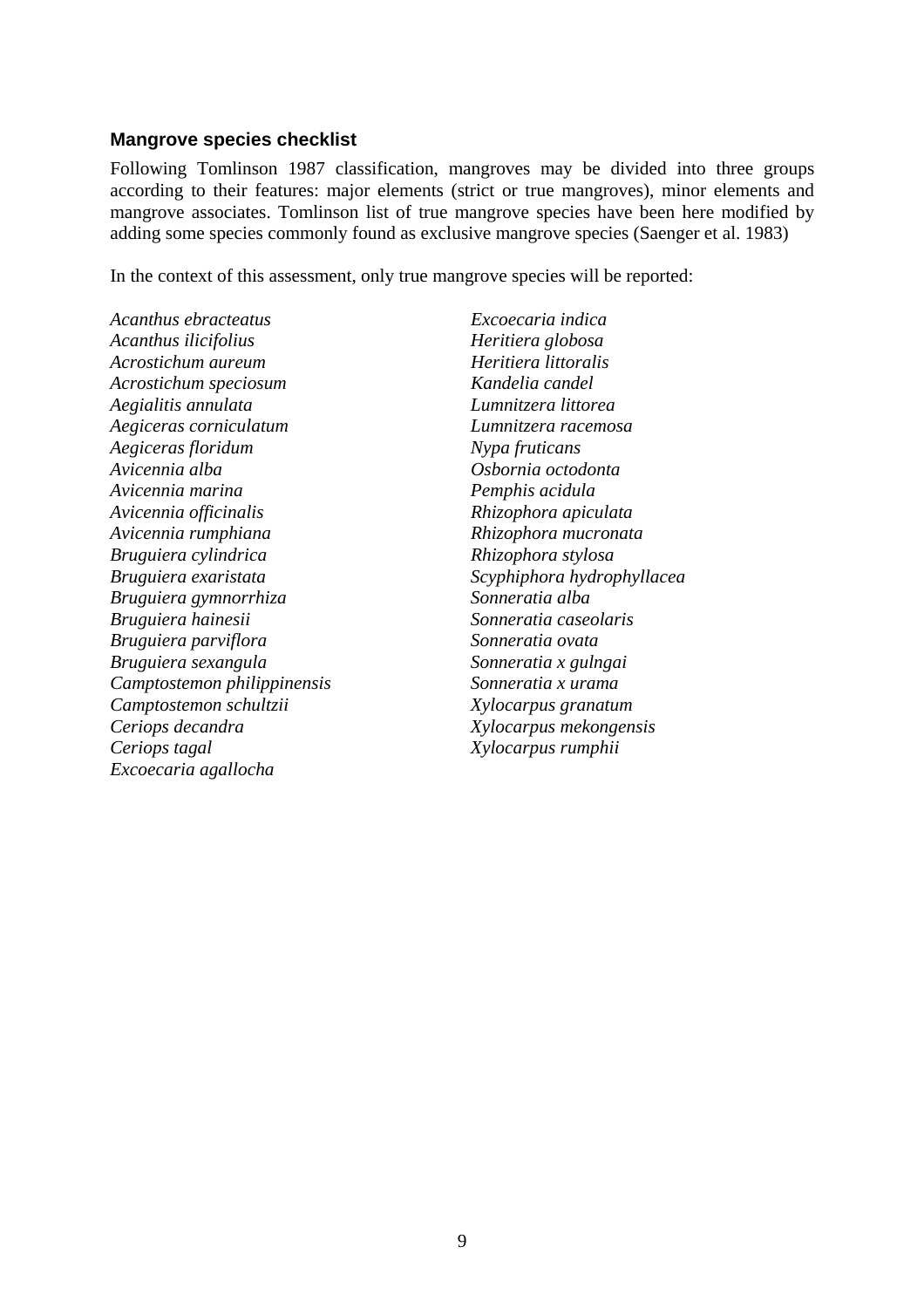## Mangrove species checklist

Following Tomlinson 1987 classification, mangroves may be divided into three groups according to their features: major elements (strict or true mangroves), minor elements and mangrove associates. Tomlinson list of true mangrove species have been here modified by adding some species commonly found as exclusive mangrove species (Saenger et al. 1983)

In the context of this assessment, only true mangrove species will be reported:

*Acanthus ebracteatus*
*Acanthus ilicifolius*
*Acrostichum aureum*
*Acrostichum speciosum*
*Aegialitis annulata*
*Aegiceras corniculatum*
*Aegiceras floridum*
*Avicennia alba*
*Avicennia marina*
*Avicennia officinalis*
*Avicennia rumphiana*
*Bruguiera cylindrica*
*Bruguiera exaristata*
*Bruguiera gymnorrhiza*
*Bruguiera hainesii*
*Bruguiera parviflora*
*Bruguiera sexangula*
*Camptostemon philippinensis*
*Camptostemon schultzii*
*Ceriops decandra*
*Ceriops tagal*
*Excoecaria agallocha*
*Excoecaria indica*
*Heritiera globosa*
*Heritiera littoralis*
*Kandelia candel*
*Lumnitzera littorea*
*Lumnitzera racemosa*
*Nypa fruticans*
*Osbornia octodonta*
*Pemphis acidula*
*Rhizophora apiculata*
*Rhizophora mucronata*
*Rhizophora stylosa*
*Scyphiphora hydrophyllacea*
*Sonneratia alba*
*Sonneratia caseolaris*
*Sonneratia ovata*
*Sonneratia x gulngai*
*Sonneratia x urama*
*Xylocarpus granatum*
*Xylocarpus mekongensis*
*Xylocarpus rumphii*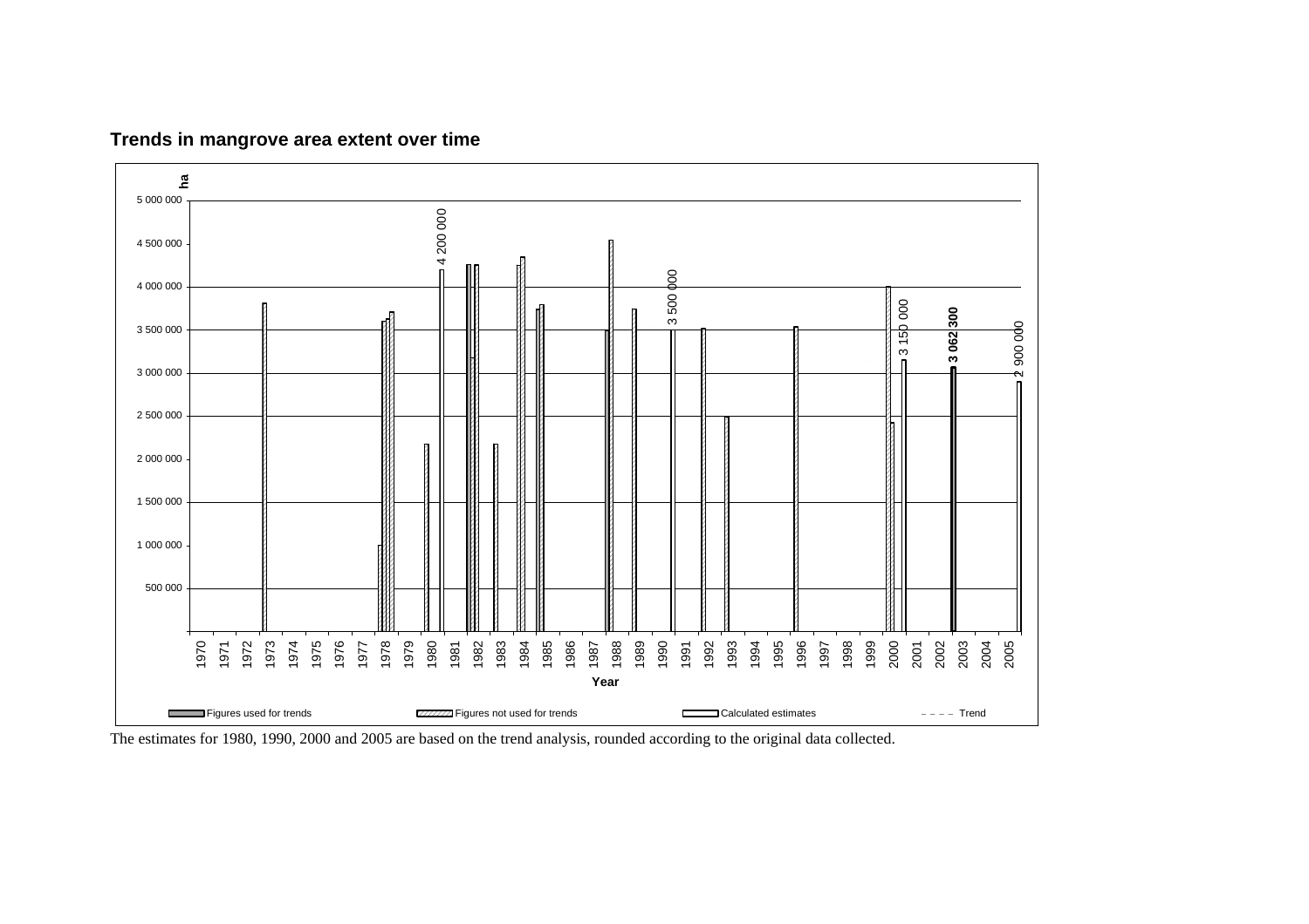## Trends in mangrove area extent over time

ha

5 000 000
4 500 000
4 000 000
3 500 000
3 000 000
2 500 000
2 000 000
1 500 000
1 000 000
500 000

4 200 000
3 500 000
3 150 000
**3 062 300**
2 900 000

1970 1971 1972 1973 1974 1975 1976 1977 1978 1979 1980 1981 1982 1983 1984 1985 1986 1987 1988 1989 1990 1991 1992 1993 1994 1995 1996 1997 1998 1999 2000 2001 2002 2003 2004 2005

**Year**

Figures used for trends | Figures not used for trends | Calculated estimates | Trend

The estimates for 1980, 1990, 2000 and 2005 are based on the trend analysis, rounded according to the original data collected.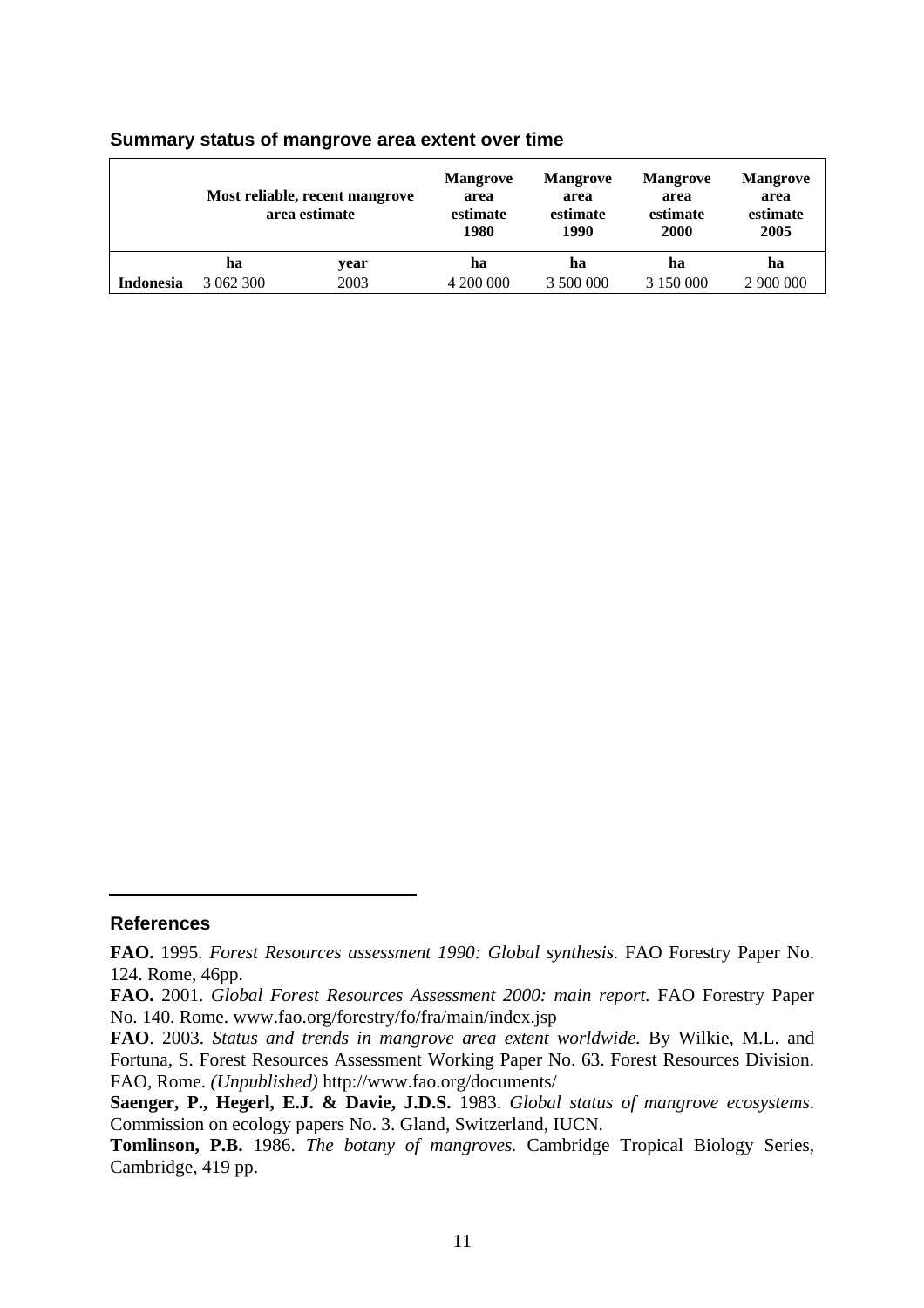### Summary status of mangrove area extent over time

| | Most reliable, recent mangrove area estimate | | Mangrove area estimate 1980 | Mangrove area estimate 1990 | Mangrove area estimate 2000 | Mangrove area estimate 2005 |
|---|---|---|---|---|---|---|
| | **ha** | **year** | **ha** | **ha** | **ha** | **ha** |
| **Indonesia** | 3 062 300 | 2003 | 4 200 000 | 3 500 000 | 3 150 000 | 2 900 000 |

### References

**FAO.** 1995. *Forest Resources assessment 1990: Global synthesis.* FAO Forestry Paper No. 124. Rome, 46pp.

**FAO.** 2001. *Global Forest Resources Assessment 2000: main report.* FAO Forestry Paper No. 140. Rome. www.fao.org/forestry/fo/fra/main/index.jsp

**FAO**. 2003. *Status and trends in mangrove area extent worldwide.* By Wilkie, M.L. and Fortuna, S. Forest Resources Assessment Working Paper No. 63. Forest Resources Division. FAO, Rome. *(Unpublished)* http://www.fao.org/documents/

**Saenger, P., Hegerl, E.J. & Davie, J.D.S.** 1983. *Global status of mangrove ecosystems*. Commission on ecology papers No. 3. Gland, Switzerland, IUCN.

**Tomlinson, P.B.** 1986. *The botany of mangroves.* Cambridge Tropical Biology Series, Cambridge, 419 pp.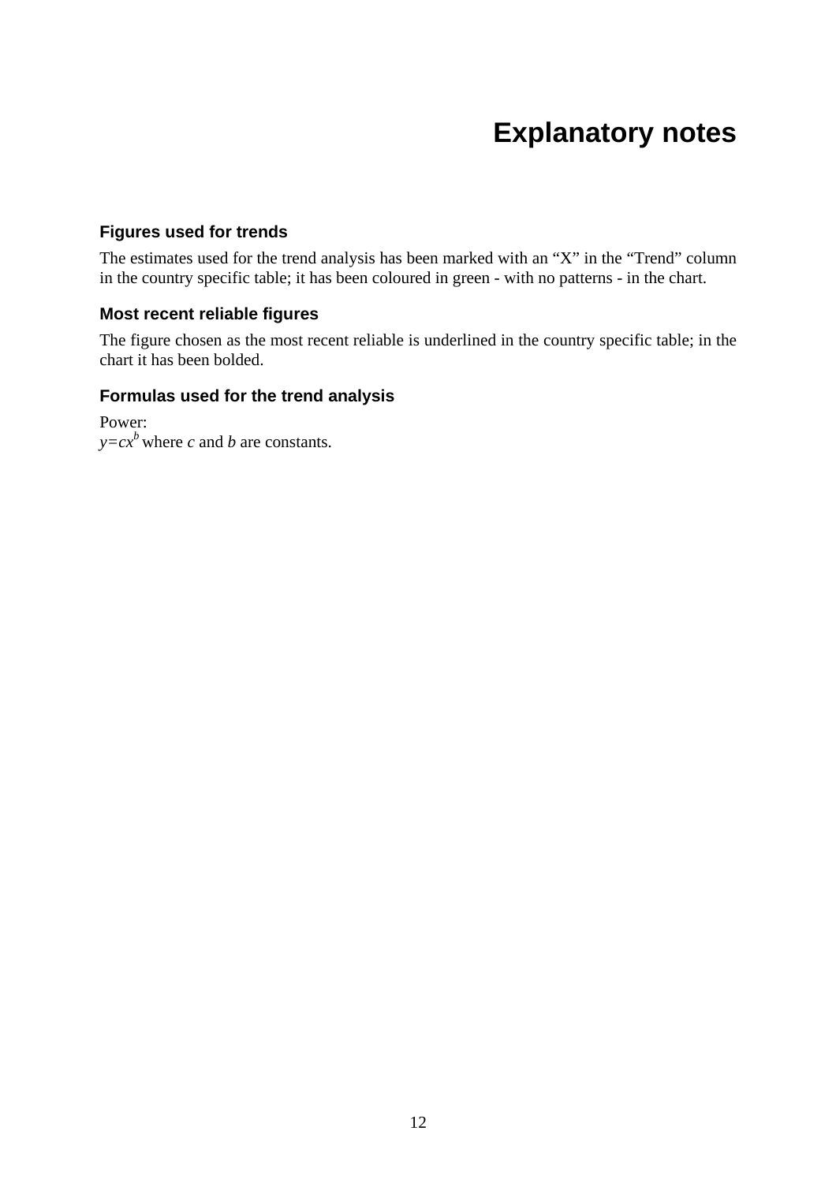# Explanatory notes

### Figures used for trends

The estimates used for the trend analysis has been marked with an “X” in the “Trend” column in the country specific table; it has been coloured in green - with no patterns - in the chart.

### Most recent reliable figures

The figure chosen as the most recent reliable is underlined in the country specific table; in the chart it has been bolded.

### Formulas used for the trend analysis

Power:
$y=cx^b$ where $c$ and $b$ are constants.